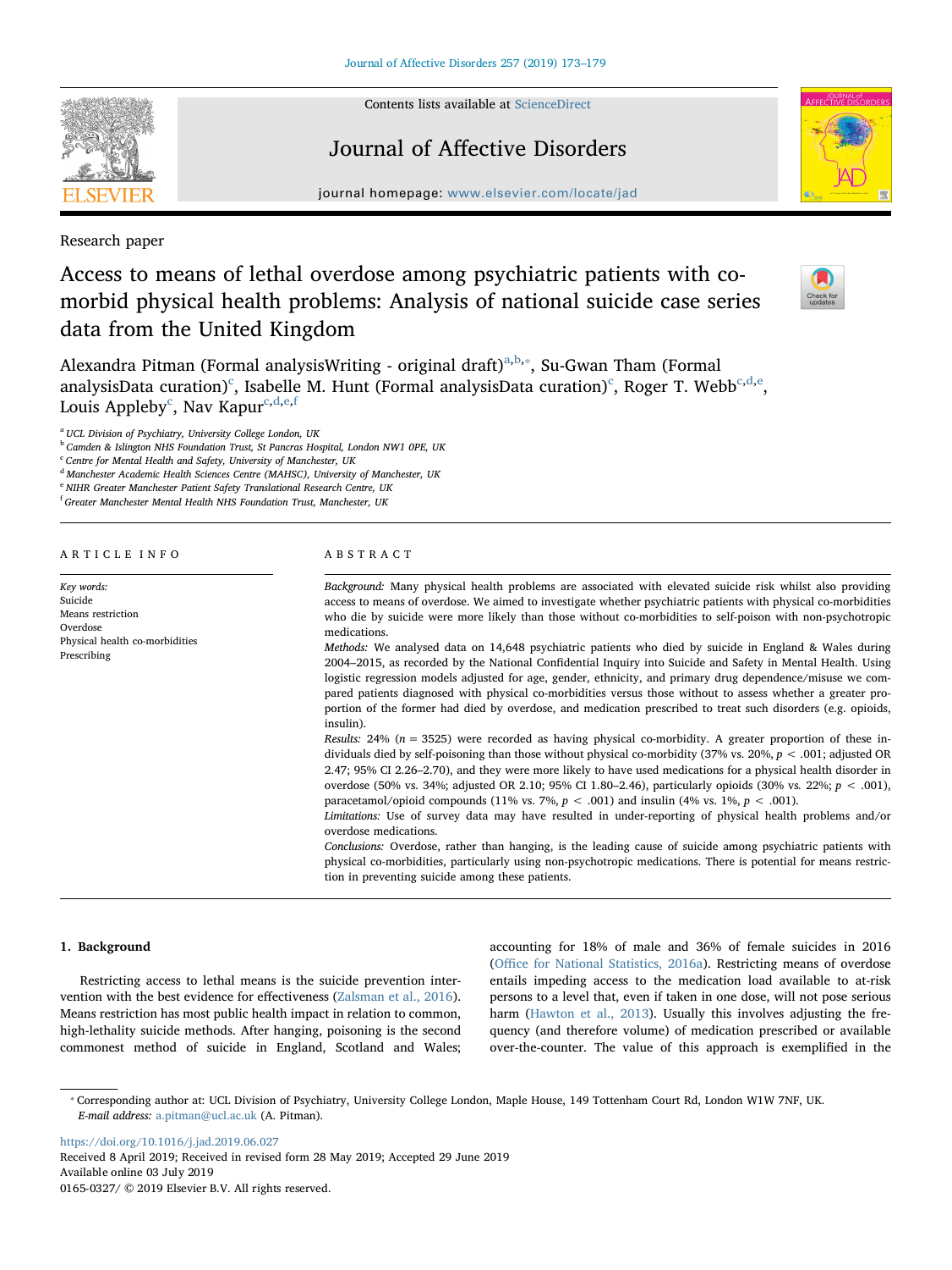Research paper

# Access to means of lethal overdose among psychiatric patients with co-morbid physical health problems: Analysis of national suicide case series data from the United Kingdom

Alexandra Pitman (Formal analysisWriting - original draft)[a,b,*], Su-Gwan Tham (Formal analysisData curation)[c], Isabelle M. Hunt (Formal analysisData curation)[c], Roger T. Webb[c,d,e], Louis Appleby[c], Nav Kapur[c,d,e,f]

[a] UCL Division of Psychiatry, University College London, UK
[b] Camden & Islington NHS Foundation Trust, St Pancras Hospital, London NW1 0PE, UK
[c] Centre for Mental Health and Safety, University of Manchester, UK
[d] Manchester Academic Health Sciences Centre (MAHSC), University of Manchester, UK
[e] NIHR Greater Manchester Patient Safety Translational Research Centre, UK
[f] Greater Manchester Mental Health NHS Foundation Trust, Manchester, UK

## ARTICLE INFO

*Key words:*
Suicide
Means restriction
Overdose
Physical health co-morbidities
Prescribing

## ABSTRACT

*Background:* Many physical health problems are associated with elevated suicide risk whilst also providing access to means of overdose. We aimed to investigate whether psychiatric patients with physical co-morbidities who die by suicide were more likely than those without co-morbidities to self-poison with non-psychotropic medications.

*Methods:* We analysed data on 14,648 psychiatric patients who died by suicide in England & Wales during 2004–2015, as recorded by the National Confidential Inquiry into Suicide and Safety in Mental Health. Using logistic regression models adjusted for age, gender, ethnicity, and primary drug dependence/misuse we compared patients diagnosed with physical co-morbidities versus those without to assess whether a greater proportion of the former had died by overdose, and medication prescribed to treat such disorders (e.g. opioids, insulin).

*Results:* 24% ($n = 3525$) were recorded as having physical co-morbidity. A greater proportion of these individuals died by self-poisoning than those without physical co-morbidity (37% vs. 20%, $p < .001$; adjusted OR 2.47; 95% CI 2.26–2.70), and they were more likely to have used medications for a physical health disorder in overdose (50% vs. 34%; adjusted OR 2.10; 95% CI 1.80–2.46), particularly opioids (30% vs. 22%; $p < .001$), paracetamol/opioid compounds (11% vs. 7%, $p < .001$) and insulin (4% vs. 1%, $p < .001$).

*Limitations:* Use of survey data may have resulted in under-reporting of physical health problems and/or overdose medications.

*Conclusions:* Overdose, rather than hanging, is the leading cause of suicide among psychiatric patients with physical co-morbidities, particularly using non-psychotropic medications. There is potential for means restriction in preventing suicide among these patients.

## 1. Background

Restricting access to lethal means is the suicide prevention intervention with the best evidence for effectiveness (Zalsman et al., 2016). Means restriction has most public health impact in relation to common, high-lethality suicide methods. After hanging, poisoning is the second commonest method of suicide in England, Scotland and Wales; accounting for 18% of male and 36% of female suicides in 2016 (Office for National Statistics, 2016a). Restricting means of overdose entails impeding access to the medication load available to at-risk persons to a level that, even if taken in one dose, will not pose serious harm (Hawton et al., 2013). Usually this involves adjusting the frequency (and therefore volume) of medication prescribed or available over-the-counter. The value of this approach is exemplified in the

* Corresponding author at: UCL Division of Psychiatry, University College London, Maple House, 149 Tottenham Court Rd, London W1W 7NF, UK.
*E-mail address:* a.pitman@ucl.ac.uk (A. Pitman).

https://doi.org/10.1016/j.jad.2019.06.027
Received 8 April 2019; Received in revised form 28 May 2019; Accepted 29 June 2019
Available online 03 July 2019
0165-0327/ © 2019 Elsevier B.V. All rights reserved.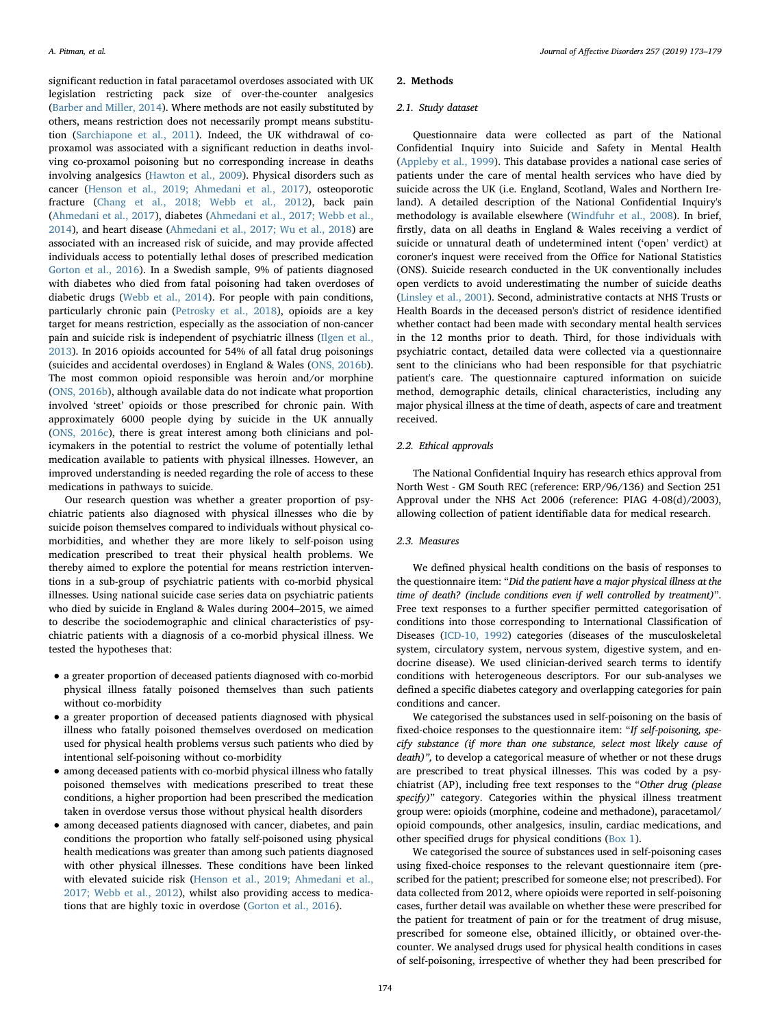significant reduction in fatal paracetamol overdoses associated with UK legislation restricting pack size of over-the-counter analgesics (Barber and Miller, 2014). Where methods are not easily substituted by others, means restriction does not necessarily prompt means substitution (Sarchiapone et al., 2011). Indeed, the UK withdrawal of co-proxamol was associated with a significant reduction in deaths involving co-proxamol poisoning but no corresponding increase in deaths involving analgesics (Hawton et al., 2009). Physical disorders such as cancer (Henson et al., 2019; Ahmedani et al., 2017), osteoporotic fracture (Chang et al., 2018; Webb et al., 2012), back pain (Ahmedani et al., 2017), diabetes (Ahmedani et al., 2017; Webb et al., 2014), and heart disease (Ahmedani et al., 2017; Wu et al., 2018) are associated with an increased risk of suicide, and may provide affected individuals access to potentially lethal doses of prescribed medication Gorton et al., 2016). In a Swedish sample, 9% of patients diagnosed with diabetes who died from fatal poisoning had taken overdoses of diabetic drugs (Webb et al., 2014). For people with pain conditions, particularly chronic pain (Petrosky et al., 2018), opioids are a key target for means restriction, especially as the association of non-cancer pain and suicide risk is independent of psychiatric illness (Ilgen et al., 2013). In 2016 opioids accounted for 54% of all fatal drug poisonings (suicides and accidental overdoses) in England & Wales (ONS, 2016b). The most common opioid responsible was heroin and/or morphine (ONS, 2016b), although available data do not indicate what proportion involved 'street' opioids or those prescribed for chronic pain. With approximately 6000 people dying by suicide in the UK annually (ONS, 2016c), there is great interest among both clinicians and policymakers in the potential to restrict the volume of potentially lethal medication available to patients with physical illnesses. However, an improved understanding is needed regarding the role of access to these medications in pathways to suicide.

Our research question was whether a greater proportion of psychiatric patients also diagnosed with physical illnesses who die by suicide poison themselves compared to individuals without physical co-morbidities, and whether they are more likely to self-poison using medication prescribed to treat their physical health problems. We thereby aimed to explore the potential for means restriction interventions in a sub-group of psychiatric patients with co-morbid physical illnesses. Using national suicide case series data on psychiatric patients who died by suicide in England & Wales during 2004–2015, we aimed to describe the sociodemographic and clinical characteristics of psychiatric patients with a diagnosis of a co-morbid physical illness. We tested the hypotheses that:

- a greater proportion of deceased patients diagnosed with co-morbid physical illness fatally poisoned themselves than such patients without co-morbidity
- a greater proportion of deceased patients diagnosed with physical illness who fatally poisoned themselves overdosed on medication used for physical health problems versus such patients who died by intentional self-poisoning without co-morbidity
- among deceased patients with co-morbid physical illness who fatally poisoned themselves with medications prescribed to treat these conditions, a higher proportion had been prescribed the medication taken in overdose versus those without physical health disorders
- among deceased patients diagnosed with cancer, diabetes, and pain conditions the proportion who fatally self-poisoned using physical health medications was greater than among such patients diagnosed with other physical illnesses. These conditions have been linked with elevated suicide risk (Henson et al., 2019; Ahmedani et al., 2017; Webb et al., 2012), whilst also providing access to medications that are highly toxic in overdose (Gorton et al., 2016).

## 2. Methods

### 2.1. Study dataset

Questionnaire data were collected as part of the National Confidential Inquiry into Suicide and Safety in Mental Health (Appleby et al., 1999). This database provides a national case series of patients under the care of mental health services who have died by suicide across the UK (i.e. England, Scotland, Wales and Northern Ireland). A detailed description of the National Confidential Inquiry's methodology is available elsewhere (Windfuhr et al., 2008). In brief, firstly, data on all deaths in England & Wales receiving a verdict of suicide or unnatural death of undetermined intent ('open' verdict) at coroner's inquest were received from the Office for National Statistics (ONS). Suicide research conducted in the UK conventionally includes open verdicts to avoid underestimating the number of suicide deaths (Linsley et al., 2001). Second, administrative contacts at NHS Trusts or Health Boards in the deceased person's district of residence identified whether contact had been made with secondary mental health services in the 12 months prior to death. Third, for those individuals with psychiatric contact, detailed data were collected via a questionnaire sent to the clinicians who had been responsible for that psychiatric patient's care. The questionnaire captured information on suicide method, demographic details, clinical characteristics, including any major physical illness at the time of death, aspects of care and treatment received.

### 2.2. Ethical approvals

The National Confidential Inquiry has research ethics approval from North West - GM South REC (reference: ERP/96/136) and Section 251 Approval under the NHS Act 2006 (reference: PIAG 4-08(d)/2003), allowing collection of patient identifiable data for medical research.

### 2.3. Measures

We defined physical health conditions on the basis of responses to the questionnaire item: "*Did the patient have a major physical illness at the time of death? (include conditions even if well controlled by treatment)*". Free text responses to a further specifier permitted categorisation of conditions into those corresponding to International Classification of Diseases (ICD-10, 1992) categories (diseases of the musculoskeletal system, circulatory system, nervous system, digestive system, and endocrine disease). We used clinician-derived search terms to identify conditions with heterogeneous descriptors. For our sub-analyses we defined a specific diabetes category and overlapping categories for pain conditions and cancer.

We categorised the substances used in self-poisoning on the basis of fixed-choice responses to the questionnaire item: "*If self-poisoning, specify substance (if more than one substance, select most likely cause of death)",* to develop a categorical measure of whether or not these drugs are prescribed to treat physical illnesses. This was coded by a psychiatrist (AP), including free text responses to the "*Other drug (please specify)*" category. Categories within the physical illness treatment group were: opioids (morphine, codeine and methadone), paracetamol/opioid compounds, other analgesics, insulin, cardiac medications, and other specified drugs for physical conditions (Box 1).

We categorised the source of substances used in self-poisoning cases using fixed-choice responses to the relevant questionnaire item (prescribed for the patient; prescribed for someone else; not prescribed). For data collected from 2012, where opioids were reported in self-poisoning cases, further detail was available on whether these were prescribed for the patient for treatment of pain or for the treatment of drug misuse, prescribed for someone else, obtained illicitly, or obtained over-the-counter. We analysed drugs used for physical health conditions in cases of self-poisoning, irrespective of whether they had been prescribed for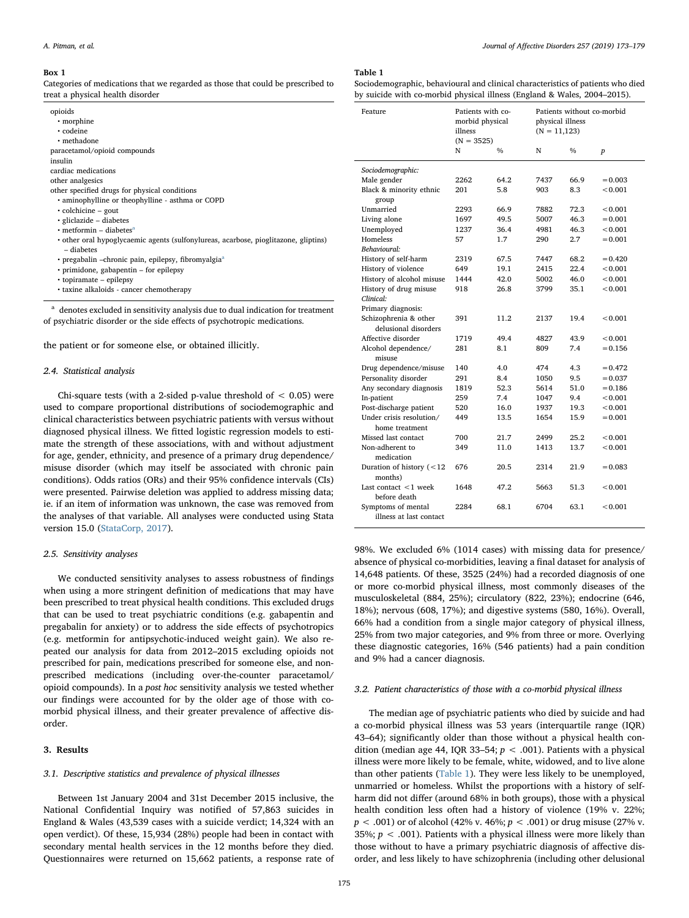**Box 1**

Categories of medications that we regarded as those that could be prescribed to treat a physical health disorder

- opioids
  - morphine
  - codeine
  - methadone
- paracetamol/opioid compounds
- insulin
- cardiac medications
- other analgesics
- other specified drugs for physical conditions
  - aminophylline or theophylline - asthma or COPD
  - colchicine – gout
  - gliclazide – diabetes
  - metformin – diabetes[a]
  - other oral hypoglycaemic agents (sulfonylureas, acarbose, pioglitazone, gliptins) – diabetes
  - pregabalin –chronic pain, epilepsy, fibromyalgia[a]
  - primidone, gabapentin – for epilepsy
  - topiramate – epilepsy
  - taxine alkaloids - cancer chemotherapy

[a] denotes excluded in sensitivity analysis due to dual indication for treatment of psychiatric disorder or the side effects of psychotropic medications.

the patient or for someone else, or obtained illicitly.

### 2.4. Statistical analysis

Chi-square tests (with a 2-sided p-value threshold of < 0.05) were used to compare proportional distributions of sociodemographic and clinical characteristics between psychiatric patients with versus without diagnosed physical illness. We fitted logistic regression models to estimate the strength of these associations, with and without adjustment for age, gender, ethnicity, and presence of a primary drug dependence/misuse disorder (which may itself be associated with chronic pain conditions). Odds ratios (ORs) and their 95% confidence intervals (CIs) were presented. Pairwise deletion was applied to address missing data; ie. if an item of information was unknown, the case was removed from the analyses of that variable. All analyses were conducted using Stata version 15.0 (StataCorp, 2017).

### 2.5. Sensitivity analyses

We conducted sensitivity analyses to assess robustness of findings when using a more stringent definition of medications that may have been prescribed to treat physical health conditions. This excluded drugs that can be used to treat psychiatric conditions (e.g. gabapentin and pregabalin for anxiety) or to address the side effects of psychotropics (e.g. metformin for antipsychotic-induced weight gain). We also repeated our analysis for data from 2012–2015 excluding opioids not prescribed for pain, medications prescribed for someone else, and non-prescribed medications (including over-the-counter paracetamol/opioid compounds). In a *post hoc* sensitivity analysis we tested whether our findings were accounted for by the older age of those with co-morbid physical illness, and their greater prevalence of affective disorder.

## 3. Results

### 3.1. Descriptive statistics and prevalence of physical illnesses

Between 1st January 2004 and 31st December 2015 inclusive, the National Confidential Inquiry was notified of 57,863 suicides in England & Wales (43,539 cases with a suicide verdict; 14,324 with an open verdict). Of these, 15,934 (28%) people had been in contact with secondary mental health services in the 12 months before they died. Questionnaires were returned on 15,662 patients, a response rate of 98%. We excluded 6% (1014 cases) with missing data for presence/absence of physical co-morbidities, leaving a final dataset for analysis of 14,648 patients. Of these, 3525 (24%) had a recorded diagnosis of one or more co-morbid physical illness, most commonly diseases of the musculoskeletal (884, 25%); circulatory (822, 23%); endocrine (646, 18%); nervous (608, 17%); and digestive systems (580, 16%). Overall, 66% had a condition from a single major category of physical illness, 25% from two major categories, and 9% from three or more. Overlying these diagnostic categories, 16% (546 patients) had a pain condition and 9% had a cancer diagnosis.

**Table 1**

Sociodemographic, behavioural and clinical characteristics of patients who died by suicide with co-morbid physical illness (England & Wales, 2004–2015).

| Feature | Patients with co-morbid physical illness (N = 3525) | | Patients without co-morbid physical illness (N = 11,123) | | |
|---|---|---|---|---|---|
| | N | % | N | % | *p* |
| *Sociodemographic:* | | | | | |
| Male gender | 2262 | 64.2 | 7437 | 66.9 | = 0.003 |
| Black & minority ethnic group | 201 | 5.8 | 903 | 8.3 | < 0.001 |
| Unmarried | 2293 | 66.9 | 7882 | 72.3 | < 0.001 |
| Living alone | 1697 | 49.5 | 5007 | 46.3 | = 0.001 |
| Unemployed | 1237 | 36.4 | 4981 | 46.3 | < 0.001 |
| Homeless | 57 | 1.7 | 290 | 2.7 | = 0.001 |
| *Behavioural:* | | | | | |
| History of self-harm | 2319 | 67.5 | 7447 | 68.2 | = 0.420 |
| History of violence | 649 | 19.1 | 2415 | 22.4 | < 0.001 |
| History of alcohol misuse | 1444 | 42.0 | 5002 | 46.0 | < 0.001 |
| History of drug misuse | 918 | 26.8 | 3799 | 35.1 | < 0.001 |
| *Clinical:* | | | | | |
| Primary diagnosis: | | | | | |
| Schizophrenia & other delusional disorders | 391 | 11.2 | 2137 | 19.4 | < 0.001 |
| Affective disorder | 1719 | 49.4 | 4827 | 43.9 | < 0.001 |
| Alcohol dependence/misuse | 281 | 8.1 | 809 | 7.4 | = 0.156 |
| Drug dependence/misuse | 140 | 4.0 | 474 | 4.3 | = 0.472 |
| Personality disorder | 291 | 8.4 | 1050 | 9.5 | = 0.037 |
| Any secondary diagnosis | 1819 | 52.3 | 5614 | 51.0 | = 0.186 |
| In-patient | 259 | 7.4 | 1047 | 9.4 | < 0.001 |
| Post-discharge patient | 520 | 16.0 | 1937 | 19.3 | < 0.001 |
| Under crisis resolution/home treatment | 449 | 13.5 | 1654 | 15.9 | = 0.001 |
| Missed last contact | 700 | 21.7 | 2499 | 25.2 | < 0.001 |
| Non-adherent to medication | 349 | 11.0 | 1413 | 13.7 | < 0.001 |
| Duration of history (< 12 months) | 676 | 20.5 | 2314 | 21.9 | = 0.083 |
| Last contact < 1 week before death | 1648 | 47.2 | 5663 | 51.3 | < 0.001 |
| Symptoms of mental illness at last contact | 2284 | 68.1 | 6704 | 63.1 | < 0.001 |

### 3.2. Patient characteristics of those with a co-morbid physical illness

The median age of psychiatric patients who died by suicide and had a co-morbid physical illness was 53 years (interquartile range (IQR) 43–64); significantly older than those without a physical health condition (median age 44, IQR 33–54; $p < .001$). Patients with a physical illness were more likely to be female, white, widowed, and to live alone than other patients (Table 1). They were less likely to be unemployed, unmarried or homeless. Whilst the proportions with a history of self-harm did not differ (around 68% in both groups), those with a physical health condition less often had a history of violence (19% v. 22%; $p < .001$) or of alcohol (42% v. 46%; $p < .001$) or drug misuse (27% v. 35%; $p < .001$). Patients with a physical illness were more likely than those without to have a primary psychiatric diagnosis of affective disorder, and less likely to have schizophrenia (including other delusional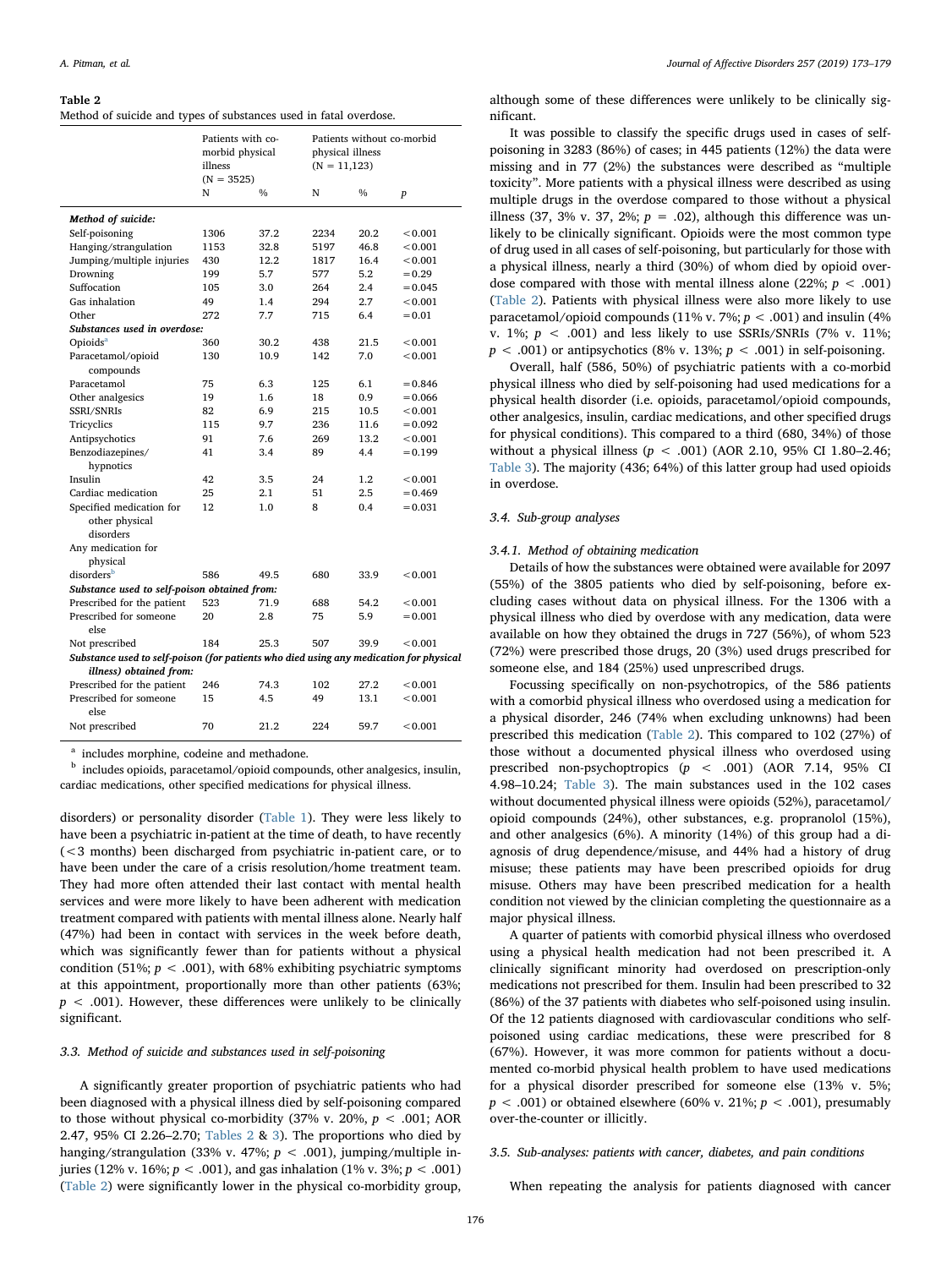**Table 2**
Method of suicide and types of substances used in fatal overdose.

| | Patients with co-morbid physical illness (N = 3525) | | Patients without co-morbid physical illness (N = 11,123) | | |
|---|---|---|---|---|---|
| | N | % | N | % | *p* |
| ***Method of suicide:*** | | | | | |
| Self-poisoning | 1306 | 37.2 | 2234 | 20.2 | < 0.001 |
| Hanging/strangulation | 1153 | 32.8 | 5197 | 46.8 | < 0.001 |
| Jumping/multiple injuries | 430 | 12.2 | 1817 | 16.4 | < 0.001 |
| Drowning | 199 | 5.7 | 577 | 5.2 | = 0.29 |
| Suffocation | 105 | 3.0 | 264 | 2.4 | = 0.045 |
| Gas inhalation | 49 | 1.4 | 294 | 2.7 | < 0.001 |
| Other | 272 | 7.7 | 715 | 6.4 | = 0.01 |
| ***Substances used in overdose:*** | | | | | |
| Opioids[a] | 360 | 30.2 | 438 | 21.5 | < 0.001 |
| Paracetamol/opioid compounds | 130 | 10.9 | 142 | 7.0 | < 0.001 |
| Paracetamol | 75 | 6.3 | 125 | 6.1 | = 0.846 |
| Other analgesics | 19 | 1.6 | 18 | 0.9 | = 0.066 |
| SSRI/SNRIs | 82 | 6.9 | 215 | 10.5 | < 0.001 |
| Tricyclics | 115 | 9.7 | 236 | 11.6 | = 0.092 |
| Antipsychotics | 91 | 7.6 | 269 | 13.2 | < 0.001 |
| Benzodiazepines/ hypnotics | 41 | 3.4 | 89 | 4.4 | = 0.199 |
| Insulin | 42 | 3.5 | 24 | 1.2 | < 0.001 |
| Cardiac medication | 25 | 2.1 | 51 | 2.5 | = 0.469 |
| Specified medication for other physical disorders | 12 | 1.0 | 8 | 0.4 | = 0.031 |
| Any medication for physical disorders[b] | 586 | 49.5 | 680 | 33.9 | < 0.001 |
| ***Substance used to self-poison obtained from:*** | | | | | |
| Prescribed for the patient | 523 | 71.9 | 688 | 54.2 | < 0.001 |
| Prescribed for someone else | 20 | 2.8 | 75 | 5.9 | = 0.001 |
| Not prescribed | 184 | 25.3 | 507 | 39.9 | < 0.001 |
| ***Substance used to self-poison (for patients who died using any medication for physical illness) obtained from:*** | | | | | |
| Prescribed for the patient | 246 | 74.3 | 102 | 27.2 | < 0.001 |
| Prescribed for someone else | 15 | 4.5 | 49 | 13.1 | < 0.001 |
| Not prescribed | 70 | 21.2 | 224 | 59.7 | < 0.001 |

[a] includes morphine, codeine and methadone.
[b] includes opioids, paracetamol/opioid compounds, other analgesics, insulin, cardiac medications, other specified medications for physical illness.

disorders) or personality disorder (Table 1). They were less likely to have been a psychiatric in-patient at the time of death, to have recently (<3 months) been discharged from psychiatric in-patient care, or to have been under the care of a crisis resolution/home treatment team. They had more often attended their last contact with mental health services and were more likely to have been adherent with medication treatment compared with patients with mental illness alone. Nearly half (47%) had been in contact with services in the week before death, which was significantly fewer than for patients without a physical condition (51%; $p < .001$), with 68% exhibiting psychiatric symptoms at this appointment, proportionally more than other patients (63%; $p < .001$). However, these differences were unlikely to be clinically significant.

### 3.3. Method of suicide and substances used in self-poisoning

A significantly greater proportion of psychiatric patients who had been diagnosed with a physical illness died by self-poisoning compared to those without physical co-morbidity (37% v. 20%, $p < .001$; AOR 2.47, 95% CI 2.26–2.70; Tables 2 & 3). The proportions who died by hanging/strangulation (33% v. 47%; $p < .001$), jumping/multiple injuries (12% v. 16%; $p < .001$), and gas inhalation (1% v. 3%; $p < .001$) (Table 2) were significantly lower in the physical co-morbidity group, although some of these differences were unlikely to be clinically significant.

It was possible to classify the specific drugs used in cases of self-poisoning in 3283 (86%) of cases; in 445 patients (12%) the data were missing and in 77 (2%) the substances were described as "multiple toxicity". More patients with a physical illness were described as using multiple drugs in the overdose compared to those without a physical illness (37, 3% v. 37, 2%; $p = .02$), although this difference was unlikely to be clinically significant. Opioids were the most common type of drug used in all cases of self-poisoning, but particularly for those with a physical illness, nearly a third (30%) of whom died by opioid overdose compared with those with mental illness alone (22%; $p < .001$) (Table 2). Patients with physical illness were also more likely to use paracetamol/opioid compounds (11% v. 7%; $p < .001$) and insulin (4% v. 1%; $p < .001$) and less likely to use SSRIs/SNRIs (7% v. 11%; $p < .001$) or antipsychotics (8% v. 13%; $p < .001$) in self-poisoning.

Overall, half (586, 50%) of psychiatric patients with a co-morbid physical illness who died by self-poisoning had used medications for a physical health disorder (i.e. opioids, paracetamol/opioid compounds, other analgesics, insulin, cardiac medications, and other specified drugs for physical conditions). This compared to a third (680, 34%) of those without a physical illness ($p < .001$) (AOR 2.10, 95% CI 1.80–2.46; Table 3). The majority (436; 64%) of this latter group had used opioids in overdose.

### 3.4. Sub-group analyses

#### 3.4.1. Method of obtaining medication

Details of how the substances were obtained were available for 2097 (55%) of the 3805 patients who died by self-poisoning, before excluding cases without data on physical illness. For the 1306 with a physical illness who died by overdose with any medication, data were available on how they obtained the drugs in 727 (56%), of whom 523 (72%) were prescribed those drugs, 20 (3%) used drugs prescribed for someone else, and 184 (25%) used unprescribed drugs.

Focussing specifically on non-psychotropics, of the 586 patients with a comorbid physical illness who overdosed using a medication for a physical disorder, 246 (74% when excluding unknowns) had been prescribed this medication (Table 2). This compared to 102 (27%) of those without a documented physical illness who overdosed using prescribed non-psychoptropics ($p < .001$) (AOR 7.14, 95% CI 4.98–10.24; Table 3). The main substances used in the 102 cases without documented physical illness were opioids (52%), paracetamol/opioid compounds (24%), other substances, e.g. propranolol (15%), and other analgesics (6%). A minority (14%) of this group had a diagnosis of drug dependence/misuse, and 44% had a history of drug misuse; these patients may have been prescribed opioids for drug misuse. Others may have been prescribed medication for a health condition not viewed by the clinician completing the questionnaire as a major physical illness.

A quarter of patients with comorbid physical illness who overdosed using a physical health medication had not been prescribed it. A clinically significant minority had overdosed on prescription-only medications not prescribed for them. Insulin had been prescribed to 32 (86%) of the 37 patients with diabetes who self-poisoned using insulin. Of the 12 patients diagnosed with cardiovascular conditions who self-poisoned using cardiac medications, these were prescribed for 8 (67%). However, it was more common for patients without a documented co-morbid physical health problem to have used medications for a physical disorder prescribed for someone else (13% v. 5%; $p < .001$) or obtained elsewhere (60% v. 21%; $p < .001$), presumably over-the-counter or illicitly.

### 3.5. Sub-analyses: patients with cancer, diabetes, and pain conditions

When repeating the analysis for patients diagnosed with cancer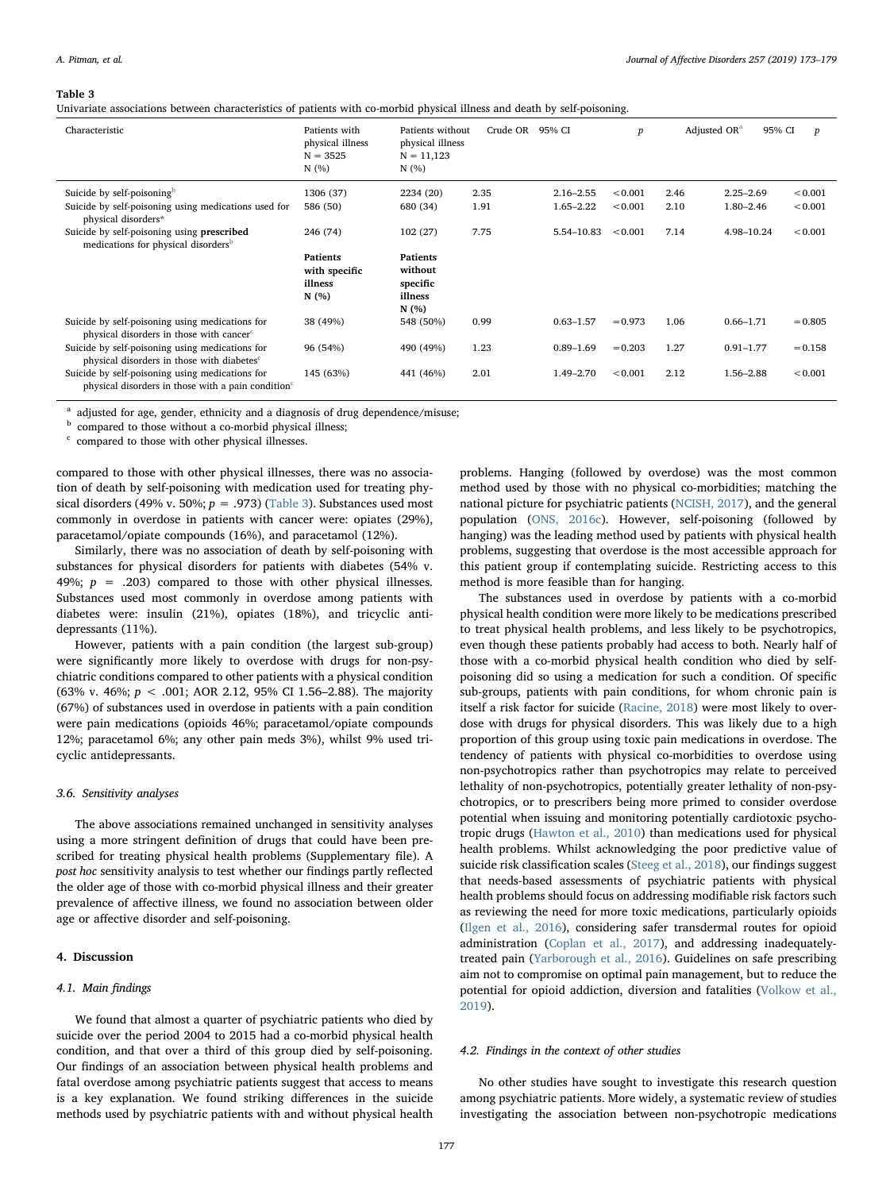**Table 3**
Univariate associations between characteristics of patients with co-morbid physical illness and death by self-poisoning.

| Characteristic | Patients with physical illness N = 3525 N (%) | Patients without physical illness N = 11,123 N (%) | Crude OR | 95% CI | p | Adjusted OR[a] | 95% CI | p |
|---|---|---|---|---|---|---|---|---|
| Suicide by self-poisoning[b] | 1306 (37) | 2234 (20) | 2.35 | 2.16–2.55 | < 0.001 | 2.46 | 2.25–2.69 | < 0.001 |
| Suicide by self-poisoning using medications used for physical disorders* | 586 (50) | 680 (34) | 1.91 | 1.65–2.22 | < 0.001 | 2.10 | 1.80–2.46 | < 0.001 |
| Suicide by self-poisoning using **prescribed** medications for physical disorders[b] | 246 (74) | 102 (27) | 7.75 | 5.54–10.83 | < 0.001 | 7.14 | 4.98–10.24 | < 0.001 |
| | **Patients with specific illness N (%)** | **Patients without specific illness N (%)** | | | | | | |
| Suicide by self-poisoning using medications for physical disorders in those with cancer[c] | 38 (49%) | 548 (50%) | 0.99 | 0.63–1.57 | = 0.973 | 1.06 | 0.66–1.71 | = 0.805 |
| Suicide by self-poisoning using medications for physical disorders in those with diabetes[c] | 96 (54%) | 490 (49%) | 1.23 | 0.89–1.69 | = 0.203 | 1.27 | 0.91–1.77 | = 0.158 |
| Suicide by self-poisoning using medications for physical disorders in those with a pain condition[c] | 145 (63%) | 441 (46%) | 2.01 | 1.49–2.70 | < 0.001 | 2.12 | 1.56–2.88 | < 0.001 |

[a] adjusted for age, gender, ethnicity and a diagnosis of drug dependence/misuse;
[b] compared to those without a co-morbid physical illness;
[c] compared to those with other physical illnesses.

compared to those with other physical illnesses, there was no association of death by self-poisoning with medication used for treating physical disorders (49% v. 50%; $p = .973$) (Table 3). Substances used most commonly in overdose in patients with cancer were: opiates (29%), paracetamol/opiate compounds (16%), and paracetamol (12%).

Similarly, there was no association of death by self-poisoning with substances for physical disorders for patients with diabetes (54% v. 49%; $p = .203$) compared to those with other physical illnesses. Substances used most commonly in overdose among patients with diabetes were: insulin (21%), opiates (18%), and tricyclic antidepressants (11%).

However, patients with a pain condition (the largest sub-group) were significantly more likely to overdose with drugs for non-psychiatric conditions compared to other patients with a physical condition (63% v. 46%; $p < .001$; AOR 2.12, 95% CI 1.56–2.88). The majority (67%) of substances used in overdose in patients with a pain condition were pain medications (opioids 46%; paracetamol/opiate compounds 12%; paracetamol 6%; any other pain meds 3%), whilst 9% used tricyclic antidepressants.

### 3.6. Sensitivity analyses

The above associations remained unchanged in sensitivity analyses using a more stringent definition of drugs that could have been prescribed for treating physical health problems (Supplementary file). A *post hoc* sensitivity analysis to test whether our findings partly reflected the older age of those with co-morbid physical illness and their greater prevalence of affective illness, we found no association between older age or affective disorder and self-poisoning.

## 4. Discussion

### 4.1. Main findings

We found that almost a quarter of psychiatric patients who died by suicide over the period 2004 to 2015 had a co-morbid physical health condition, and that over a third of this group died by self-poisoning. Our findings of an association between physical health problems and fatal overdose among psychiatric patients suggest that access to means is a key explanation. We found striking differences in the suicide methods used by psychiatric patients with and without physical health problems. Hanging (followed by overdose) was the most common method used by those with no physical co-morbidities; matching the national picture for psychiatric patients (NCISH, 2017), and the general population (ONS, 2016c). However, self-poisoning (followed by hanging) was the leading method used by patients with physical health problems, suggesting that overdose is the most accessible approach for this patient group if contemplating suicide. Restricting access to this method is more feasible than for hanging.

The substances used in overdose by patients with a co-morbid physical health condition were more likely to be medications prescribed to treat physical health problems, and less likely to be psychotropics, even though these patients probably had access to both. Nearly half of those with a co-morbid physical health condition who died by self-poisoning did so using a medication for such a condition. Of specific sub-groups, patients with pain conditions, for whom chronic pain is itself a risk factor for suicide (Racine, 2018) were most likely to overdose with drugs for physical disorders. This was likely due to a high proportion of this group using toxic pain medications in overdose. The tendency of patients with physical co-morbidities to overdose using non-psychotropics rather than psychotropics may relate to perceived lethality of non-psychotropics, potentially greater lethality of non-psychotropics, or to prescribers being more primed to consider overdose potential when issuing and monitoring potentially cardiotoxic psychotropic drugs (Hawton et al., 2010) than medications used for physical health problems. Whilst acknowledging the poor predictive value of suicide risk classification scales (Steeg et al., 2018), our findings suggest that needs-based assessments of psychiatric patients with physical health problems should focus on addressing modifiable risk factors such as reviewing the need for more toxic medications, particularly opioids (Ilgen et al., 2016), considering safer transdermal routes for opioid administration (Coplan et al., 2017), and addressing inadequately-treated pain (Yarborough et al., 2016). Guidelines on safe prescribing aim not to compromise on optimal pain management, but to reduce the potential for opioid addiction, diversion and fatalities (Volkow et al., 2019).

### 4.2. Findings in the context of other studies

No other studies have sought to investigate this research question among psychiatric patients. More widely, a systematic review of studies investigating the association between non-psychotropic medications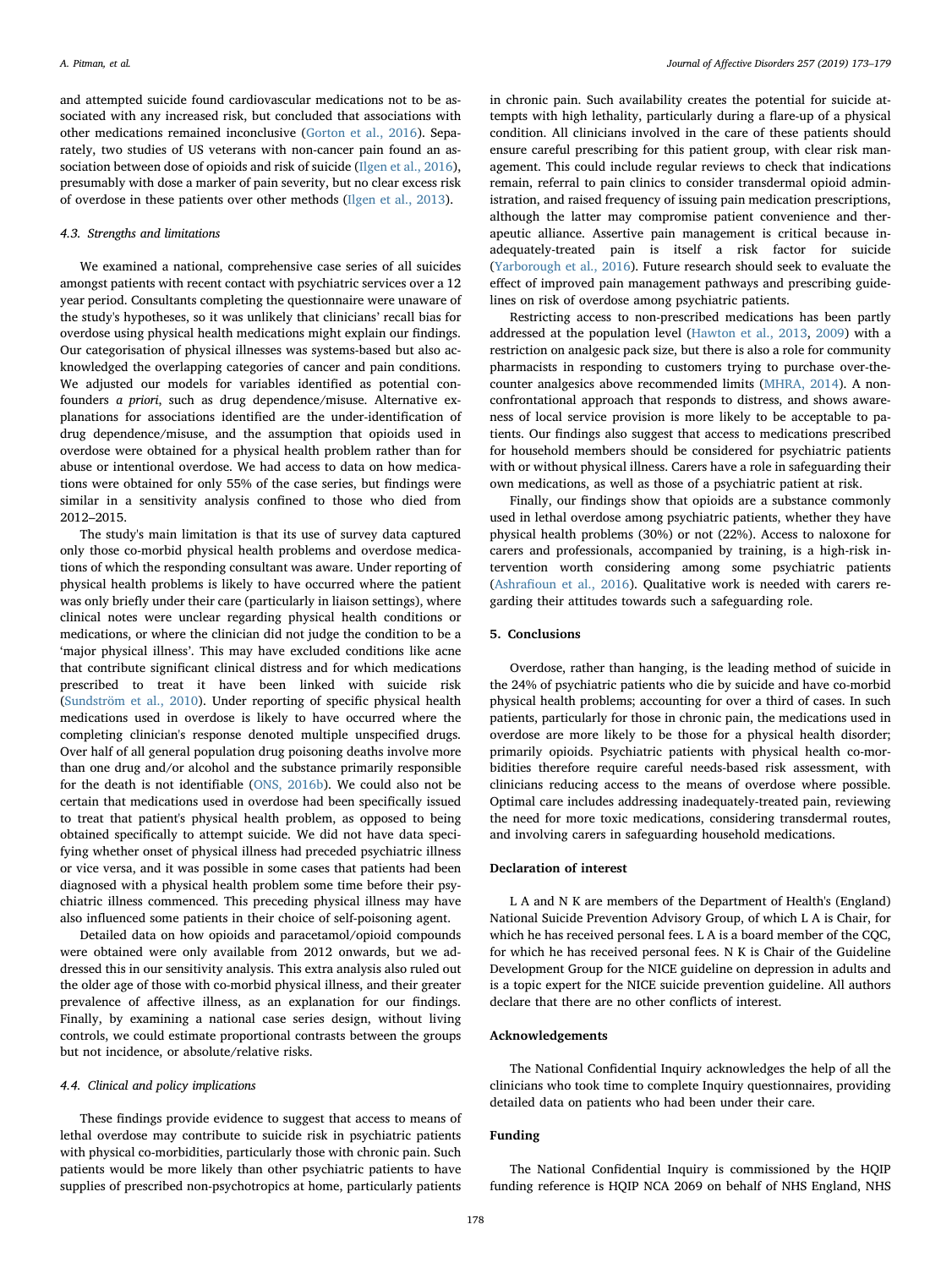and attempted suicide found cardiovascular medications not to be associated with any increased risk, but concluded that associations with other medications remained inconclusive (Gorton et al., 2016). Separately, two studies of US veterans with non-cancer pain found an association between dose of opioids and risk of suicide (Ilgen et al., 2016), presumably with dose a marker of pain severity, but no clear excess risk of overdose in these patients over other methods (Ilgen et al., 2013).

### 4.3. Strengths and limitations

We examined a national, comprehensive case series of all suicides amongst patients with recent contact with psychiatric services over a 12 year period. Consultants completing the questionnaire were unaware of the study's hypotheses, so it was unlikely that clinicians' recall bias for overdose using physical health medications might explain our findings. Our categorisation of physical illnesses was systems-based but also acknowledged the overlapping categories of cancer and pain conditions. We adjusted our models for variables identified as potential confounders *a priori*, such as drug dependence/misuse. Alternative explanations for associations identified are the under-identification of drug dependence/misuse, and the assumption that opioids used in overdose were obtained for a physical health problem rather than for abuse or intentional overdose. We had access to data on how medications were obtained for only 55% of the case series, but findings were similar in a sensitivity analysis confined to those who died from 2012–2015.

The study's main limitation is that its use of survey data captured only those co-morbid physical health problems and overdose medications of which the responding consultant was aware. Under reporting of physical health problems is likely to have occurred where the patient was only briefly under their care (particularly in liaison settings), where clinical notes were unclear regarding physical health conditions or medications, or where the clinician did not judge the condition to be a 'major physical illness'. This may have excluded conditions like acne that contribute significant clinical distress and for which medications prescribed to treat it have been linked with suicide risk (Sundström et al., 2010). Under reporting of specific physical health medications used in overdose is likely to have occurred where the completing clinician's response denoted multiple unspecified drugs. Over half of all general population drug poisoning deaths involve more than one drug and/or alcohol and the substance primarily responsible for the death is not identifiable (ONS, 2016b). We could also not be certain that medications used in overdose had been specifically issued to treat that patient's physical health problem, as opposed to being obtained specifically to attempt suicide. We did not have data specifying whether onset of physical illness had preceded psychiatric illness or vice versa, and it was possible in some cases that patients had been diagnosed with a physical health problem some time before their psychiatric illness commenced. This preceding physical illness may have also influenced some patients in their choice of self-poisoning agent.

Detailed data on how opioids and paracetamol/opioid compounds were obtained were only available from 2012 onwards, but we addressed this in our sensitivity analysis. This extra analysis also ruled out the older age of those with co-morbid physical illness, and their greater prevalence of affective illness, as an explanation for our findings. Finally, by examining a national case series design, without living controls, we could estimate proportional contrasts between the groups but not incidence, or absolute/relative risks.

### 4.4. Clinical and policy implications

These findings provide evidence to suggest that access to means of lethal overdose may contribute to suicide risk in psychiatric patients with physical co-morbidities, particularly those with chronic pain. Such patients would be more likely than other psychiatric patients to have supplies of prescribed non-psychotropics at home, particularly patients in chronic pain. Such availability creates the potential for suicide attempts with high lethality, particularly during a flare-up of a physical condition. All clinicians involved in the care of these patients should ensure careful prescribing for this patient group, with clear risk management. This could include regular reviews to check that indications remain, referral to pain clinics to consider transdermal opioid administration, and raised frequency of issuing pain medication prescriptions, although the latter may compromise patient convenience and therapeutic alliance. Assertive pain management is critical because inadequately-treated pain is itself a risk factor for suicide (Yarborough et al., 2016). Future research should seek to evaluate the effect of improved pain management pathways and prescribing guidelines on risk of overdose among psychiatric patients.

Restricting access to non-prescribed medications has been partly addressed at the population level (Hawton et al., 2013, 2009) with a restriction on analgesic pack size, but there is also a role for community pharmacists in responding to customers trying to purchase over-the-counter analgesics above recommended limits (MHRA, 2014). A non-confrontational approach that responds to distress, and shows awareness of local service provision is more likely to be acceptable to patients. Our findings also suggest that access to medications prescribed for household members should be considered for psychiatric patients with or without physical illness. Carers have a role in safeguarding their own medications, as well as those of a psychiatric patient at risk.

Finally, our findings show that opioids are a substance commonly used in lethal overdose among psychiatric patients, whether they have physical health problems (30%) or not (22%). Access to naloxone for carers and professionals, accompanied by training, is a high-risk intervention worth considering among some psychiatric patients (Ashrafioun et al., 2016). Qualitative work is needed with carers regarding their attitudes towards such a safeguarding role.

## 5. Conclusions

Overdose, rather than hanging, is the leading method of suicide in the 24% of psychiatric patients who die by suicide and have co-morbid physical health problems; accounting for over a third of cases. In such patients, particularly for those in chronic pain, the medications used in overdose are more likely to be those for a physical health disorder; primarily opioids. Psychiatric patients with physical health co-morbidities therefore require careful needs-based risk assessment, with clinicians reducing access to the means of overdose where possible. Optimal care includes addressing inadequately-treated pain, reviewing the need for more toxic medications, considering transdermal routes, and involving carers in safeguarding household medications.

## Declaration of interest

L A and N K are members of the Department of Health's (England) National Suicide Prevention Advisory Group, of which L A is Chair, for which he has received personal fees. L A is a board member of the CQC, for which he has received personal fees. N K is Chair of the Guideline Development Group for the NICE guideline on depression in adults and is a topic expert for the NICE suicide prevention guideline. All authors declare that there are no other conflicts of interest.

## Acknowledgements

The National Confidential Inquiry acknowledges the help of all the clinicians who took time to complete Inquiry questionnaires, providing detailed data on patients who had been under their care.

## Funding

The National Confidential Inquiry is commissioned by the HQIP funding reference is HQIP NCA 2069 on behalf of NHS England, NHS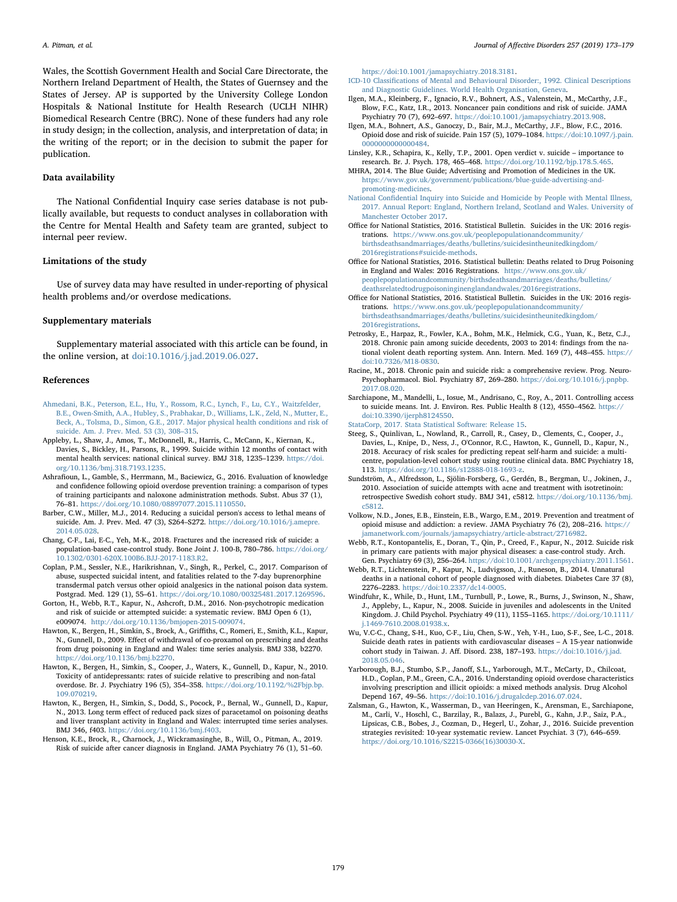Wales, the Scottish Government Health and Social Care Directorate, the Northern Ireland Department of Health, the States of Guernsey and the States of Jersey. AP is supported by the University College London Hospitals & National Institute for Health Research (UCLH NIHR) Biomedical Research Centre (BRC). None of these funders had any role in study design; in the collection, analysis, and interpretation of data; in the writing of the report; or in the decision to submit the paper for publication.

## Data availability

The National Confidential Inquiry case series database is not publically available, but requests to conduct analyses in collaboration with the Centre for Mental Health and Safety team are granted, subject to internal peer review.

## Limitations of the study

Use of survey data may have resulted in under-reporting of physical health problems and/or overdose medications.

## Supplementary materials

Supplementary material associated with this article can be found, in the online version, at doi:10.1016/j.jad.2019.06.027.

## References

Ahmedani, B.K., Peterson, E.L., Hu, Y., Rossom, R.C., Lynch, F., Lu, C.Y., Waitzfelder, B.E., Owen-Smith, A.A., Hubley, S., Prabhakar, D., Williams, L.K., Zeld, N., Mutter, E., Beck, A., Tolsma, D., Simon, G.E., 2017. Major physical health conditions and risk of suicide. Am. J. Prev. Med. 53 (3), 308–315.

Appleby, L., Shaw, J., Amos, T., McDonnell, R., Harris, C., McCann, K., Kiernan, K., Davies, S., Bickley, H., Parsons, R., 1999. Suicide within 12 months of contact with mental health services: national clinical survey. BMJ 318, 1235–1239. https://doi.org/10.1136/bmj.318.7193.1235.

Ashrafioun, L., Gamble, S., Herrmann, M., Baciewicz, G., 2016. Evaluation of knowledge and confidence following opioid overdose prevention training: a comparison of types of training participants and naloxone administration methods. Subst. Abus 37 (1), 76–81. https://doi.org/10.1080/08897077.2015.1110550.

Barber, C.W., Miller, M.J., 2014. Reducing a suicidal person's access to lethal means of suicide. Am. J. Prev. Med. 47 (3), S264–S272. https://doi.org/10.1016/j.amepre.2014.05.028.

Chang, C-F., Lai, E-C., Yeh, M-K., 2018. Fractures and the increased risk of suicide: a population-based case-control study. Bone Joint J. 100-B, 780–786. https://doi.org/10.1302/0301-620X.100B6.BJJ-2017-1183.R2.

Coplan, P.M., Sessler, N.E., Harikrishnan, V., Singh, R., Perkel, C., 2017. Comparison of abuse, suspected suicidal intent, and fatalities related to the 7-day buprenorphine transdermal patch versus other opioid analgesics in the national poison data system. Postgrad. Med. 129 (1), 55–61. https://doi.org/10.1080/00325481.2017.1269596.

Gorton, H., Webb, R.T., Kapur, N., Ashcroft, D.M., 2016. Non-psychotropic medication and risk of suicide or attempted suicide: a systematic review. BMJ Open 6 (1), e009074. http://doi.org/10.1136/bmjopen-2015-009074.

Hawton, K., Bergen, H., Simkin, S., Brock, A., Griffiths, C., Romeri, E., Smith, K.L., Kapur, N., Gunnell, D., 2009. Effect of withdrawal of co-proxamol on prescribing and deaths from drug poisoning in England and Wales: time series analysis. BMJ 338, b2270. https://doi.org/10.1136/bmj.b2270.

Hawton, K., Bergen, H., Simkin, S., Cooper, J., Waters, K., Gunnell, D., Kapur, N., 2010. Toxicity of antidepressants: rates of suicide relative to prescribing and non-fatal overdose. Br. J. Psychiatry 196 (5), 354–358. https://doi.org/10.1192/%2Fbjp.bp.109.070219.

Hawton, K., Bergen, H., Simkin, S., Dodd, S., Pocock, P., Bernal, W., Gunnell, D., Kapur, N., 2013. Long term effect of reduced pack sizes of paracetamol on poisoning deaths and liver transplant activity in England and Wales: interrupted time series analyses. BMJ 346, f403. https://doi.org/10.1136/bmj.f403.

Henson, K.E., Brock, R., Charnock, J., Wickramasinghe, B., Will, O., Pitman, A., 2019. Risk of suicide after cancer diagnosis in England. JAMA Psychiatry 76 (1), 51–60. https://doi:10.1001/jamapsychiatry.2018.3181.

ICD-10 Classifications of Mental and Behavioural Disorder:, 1992. Clinical Descriptions and Diagnostic Guidelines. World Health Organisation, Geneva.

Ilgen, M.A., Kleinberg, F., Ignacio, R.V., Bohnert, A.S., Valenstein, M., McCarthy, J.F., Blow, F.C., Katz, I.R., 2013. Noncancer pain conditions and risk of suicide. JAMA Psychiatry 70 (7), 692–697. https://doi:10.1001/jamapsychiatry.2013.908.

Ilgen, M.A., Bohnert, A.S., Ganoczy, D., Bair, M.J., McCarthy, J.F., Blow, F.C., 2016. Opioid dose and risk of suicide. Pain 157 (5), 1079–1084. https://doi:10.1097/j.pain.0000000000000484.

Linsley, K.R., Schapira, K., Kelly, T.P., 2001. Open verdict v. suicide – importance to research. Br. J. Psych. 178, 465–468. https://doi.org/10.1192/bjp.178.5.465.

MHRA, 2014. The Blue Guide; Advertising and Promotion of Medicines in the UK. https://www.gov.uk/government/publications/blue-guide-advertising-and-promoting-medicines.

National Confidential Inquiry into Suicide and Homicide by People with Mental Illness, 2017. Annual Report: England, Northern Ireland, Scotland and Wales. University of Manchester October 2017.

Office for National Statistics, 2016. Statistical Bulletin. Suicides in the UK: 2016 registrations. https://www.ons.gov.uk/peoplepopulationandcommunity/birthsdeathsandmarriages/deaths/bulletins/suicidesintheunitedkingdom/2016registrations#suicide-methods.

Office for National Statistics, 2016. Statistical bulletin: Deaths related to Drug Poisoning in England and Wales: 2016 Registrations. https://www.ons.gov.uk/peoplepopulationandcommunity/birthsdeathsandmarriages/deaths/bulletins/deathsrelatedtodrugpoisoninginenglandandwales/2016registrations.

Office for National Statistics, 2016. Statistical Bulletin. Suicides in the UK: 2016 registrations. https://www.ons.gov.uk/peoplepopulationandcommunity/birthsdeathsandmarriages/deaths/bulletins/suicidesintheunitedkingdom/2016registrations.

Petrosky, E., Harpaz, R., Fowler, K.A., Bohm, M.K., Helmick, C.G., Yuan, K., Betz, C.J., 2018. Chronic pain among suicide decedents, 2003 to 2014: findings from the national violent death reporting system. Ann. Intern. Med. 169 (7), 448–455. https://doi:10.7326/M18-0830.

Racine, M., 2018. Chronic pain and suicide risk: a comprehensive review. Prog. Neuro-Psychopharmacol. Biol. Psychiatry 87, 269–280. https://doi.org/10.1016/j.pnpbp.2017.08.020.

Sarchiapone, M., Mandelli, L., Iosue, M., Andrisano, C., Roy, A., 2011. Controlling access to suicide means. Int. J. Environ. Res. Public Health 8 (12), 4550–4562. https://doi:10.3390/ijerph8124550.

StataCorp, 2017. Stata Statistical Software: Release 15.

Steeg, S., Quinlivan, L., Nowland, R., Carroll, R., Casey, D., Clements, C., Cooper, J., Davies, L., Knipe, D., Ness, J., O'Connor, R.C., Hawton, K., Gunnell, D., Kapur, N., 2018. Accuracy of risk scales for predicting repeat self-harm and suicide: a multicentre, population-level cohort study using routine clinical data. BMC Psychiatry 18, 113. https://doi.org/10.1186/s12888-018-1693-z.

Sundström, A., Alfredsson, L., Sjölin-Forsberg, G., Gerdén, B., Bergman, U., Jokinen, J., 2010. Association of suicide attempts with acne and treatment with isotretinoin: retrospective Swedish cohort study. BMJ 341, c5812. https://doi.org/10.1136/bmj.c5812.

Volkow, N.D., Jones, E.B., Einstein, E.B., Wargo, E.M., 2019. Prevention and treatment of opioid misuse and addiction: a review. JAMA Psychiatry 76 (2), 208–216. https://jamanetwork.com/journals/jamapsychiatry/article-abstract/2716982.

Webb, R.T., Kontopantelis, E., Doran, T., Qin, P., Creed, F., Kapur, N., 2012. Suicide risk in primary care patients with major physical diseases: a case-control study. Arch. Gen. Psychiatry 69 (3), 256–264. https://doi:10.1001/archgenpsychiatry.2011.1561.

Webb, R.T., Lichtenstein, P., Kapur, N., Ludvigsson, J., Runeson, B., 2014. Unnatural deaths in a national cohort of people diagnosed with diabetes. Diabetes Care 37 (8), 2276–2283. https://doi:10.2337/dc14-0005.

Windfuhr, K., While, D., Hunt, I.M., Turnbull, P., Lowe, R., Burns, J., Swinson, N., Shaw, J., Appleby, L., Kapur, N., 2008. Suicide in juveniles and adolescents in the United Kingdom. J. Child Psychol. Psychiatry 49 (11), 1155–1165. https://doi.org/10.1111/j.1469-7610.2008.01938.x.

Wu, V.C-C., Chang, S-H., Kuo, C-F., Liu, Chen, S-W., Yeh, Y-H., Luo, S-F., See, L-C., 2018. Suicide death rates in patients with cardiovascular diseases – A 15-year nationwide cohort study in Taiwan. J. Aff. Disord. 238, 187–193. https://doi:10.1016/j.jad.2018.05.046.

Yarborough, B.J., Stumbo, S.P., Janoff, S.L., Yarborough, M.T., McCarty, D., Chilcoat, H.D., Coplan, P.M., Green, C.A., 2016. Understanding opioid overdose characteristics involving prescription and illicit opioids: a mixed methods analysis. Drug Alcohol Depend 167, 49–56. https://doi:10.1016/j.drugalcdep.2016.07.024.

Zalsman, G., Hawton, K., Wasserman, D., van Heeringen, K., Arensman, E., Sarchiapone, M., Carli, V., Hoschl, C., Barzilay, R., Balazs, J., Purebl, G., Kahn, J.P., Saiz, P.A., Lipsicas, C.B., Bobes, J., Cozman, D., Hegerl, U., Zohar, J., 2016. Suicide prevention strategies revisited: 10-year systematic review. Lancet Psychiat. 3 (7), 646–659. https://doi.org/10.1016/S2215-0366(16)30030-X.